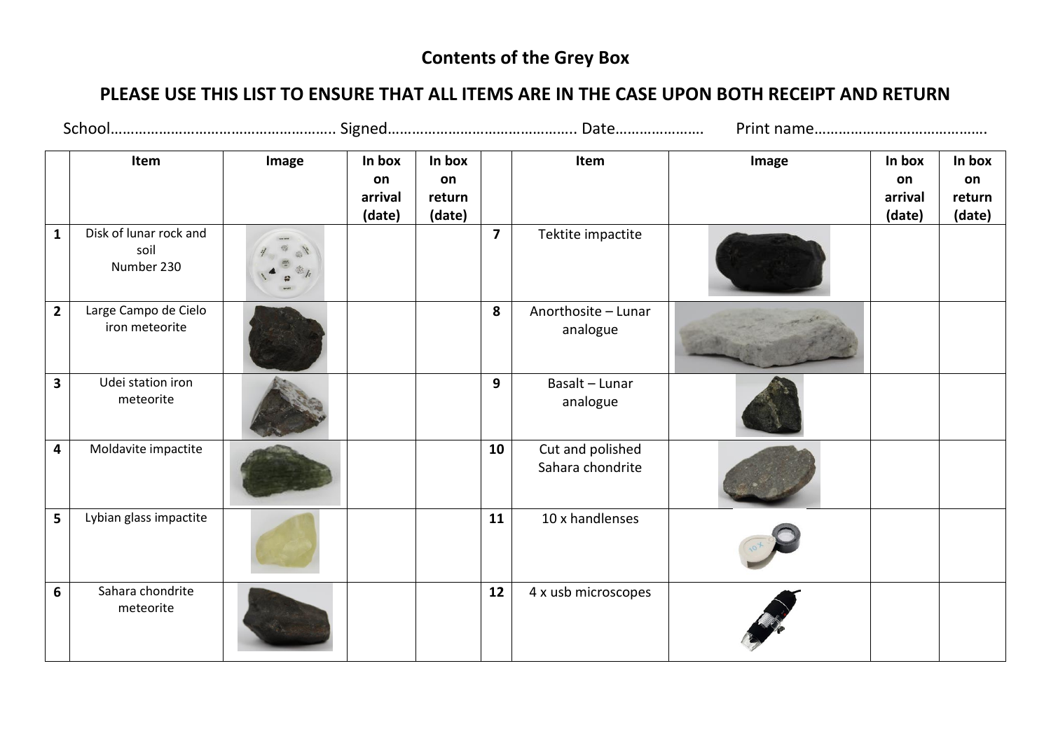# Contents of the Grey Box

## PLEASE USE THIS LIST TO ENSURE THAT ALL ITEMS ARE IN THE CASE UPON BOTH RECEIPT AND RETURN

School………………………………………………. Signed……………………………………….. Date…………………. Print name…………………………………….

| | Item | Image | In box on arrival (date) | In box on return (date) | | Item | Image | In box on arrival (date) | In box on return (date) |
|---|---|---|---|---|---|---|---|---|---|
| **1** | Disk of lunar rock and soil Number 230 | | | | **7** | Tektite impactite | | | |
| **2** | Large Campo de Cielo iron meteorite | | | | **8** | Anorthosite – Lunar analogue | | | |
| **3** | Udei station iron meteorite | | | | **9** | Basalt – Lunar analogue | | | |
| **4** | Moldavite impactite | | | | **10** | Cut and polished Sahara chondrite | | | |
| **5** | Lybian glass impactite | | | | **11** | 10 x handlenses | | | |
| **6** | Sahara chondrite meteorite | | | | **12** | 4 x usb microscopes | | | |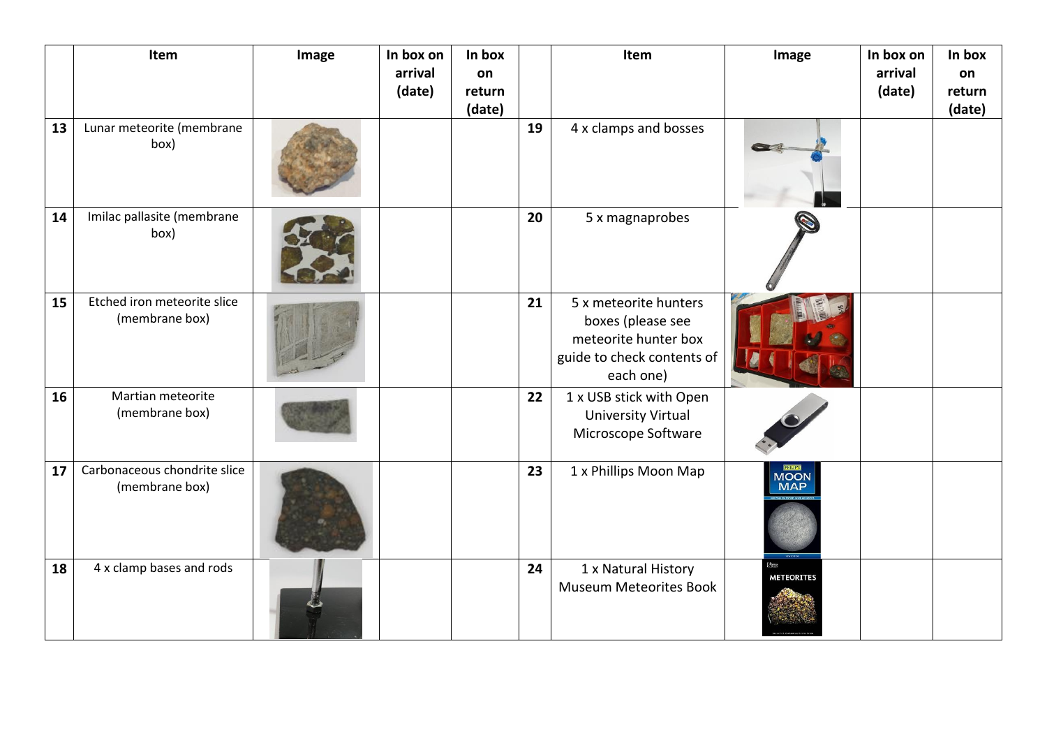| | Item | Image | In box on arrival (date) | In box on return (date) | | Item | Image | In box on arrival (date) | In box on return (date) |
|---|---|---|---|---|---|---|---|---|---|
| 13 | Lunar meteorite (membrane box) | | | | 19 | 4 x clamps and bosses | | | |
| 14 | Imilac pallasite (membrane box) | | | | 20 | 5 x magnaprobes | | | |
| 15 | Etched iron meteorite slice (membrane box) | | | | 21 | 5 x meteorite hunters boxes (please see meteorite hunter box guide to check contents of each one) | | | |
| 16 | Martian meteorite (membrane box) | | | | 22 | 1 x USB stick with Open University Virtual Microscope Software | | | |
| 17 | Carbonaceous chondrite slice (membrane box) | | | | 23 | 1 x Phillips Moon Map | | | |
| 18 | 4 x clamp bases and rods | | | | 24 | 1 x Natural History Museum Meteorites Book | | | |